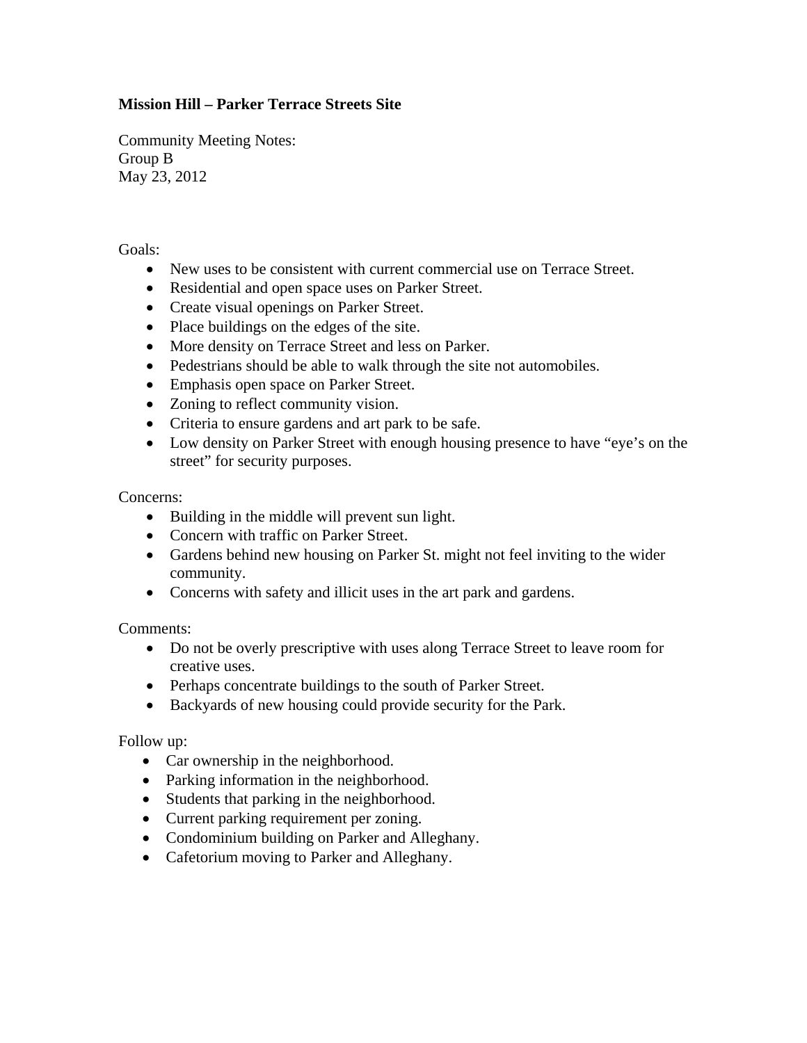**Mission Hill – Parker Terrace Streets Site**

Community Meeting Notes:
Group B
May 23, 2012

Goals:

- New uses to be consistent with current commercial use on Terrace Street.
- Residential and open space uses on Parker Street.
- Create visual openings on Parker Street.
- Place buildings on the edges of the site.
- More density on Terrace Street and less on Parker.
- Pedestrians should be able to walk through the site not automobiles.
- Emphasis open space on Parker Street.
- Zoning to reflect community vision.
- Criteria to ensure gardens and art park to be safe.
- Low density on Parker Street with enough housing presence to have "eye's on the street" for security purposes.

Concerns:

- Building in the middle will prevent sun light.
- Concern with traffic on Parker Street.
- Gardens behind new housing on Parker St. might not feel inviting to the wider community.
- Concerns with safety and illicit uses in the art park and gardens.

Comments:

- Do not be overly prescriptive with uses along Terrace Street to leave room for creative uses.
- Perhaps concentrate buildings to the south of Parker Street.
- Backyards of new housing could provide security for the Park.

Follow up:

- Car ownership in the neighborhood.
- Parking information in the neighborhood.
- Students that parking in the neighborhood.
- Current parking requirement per zoning.
- Condominium building on Parker and Alleghany.
- Cafetorium moving to Parker and Alleghany.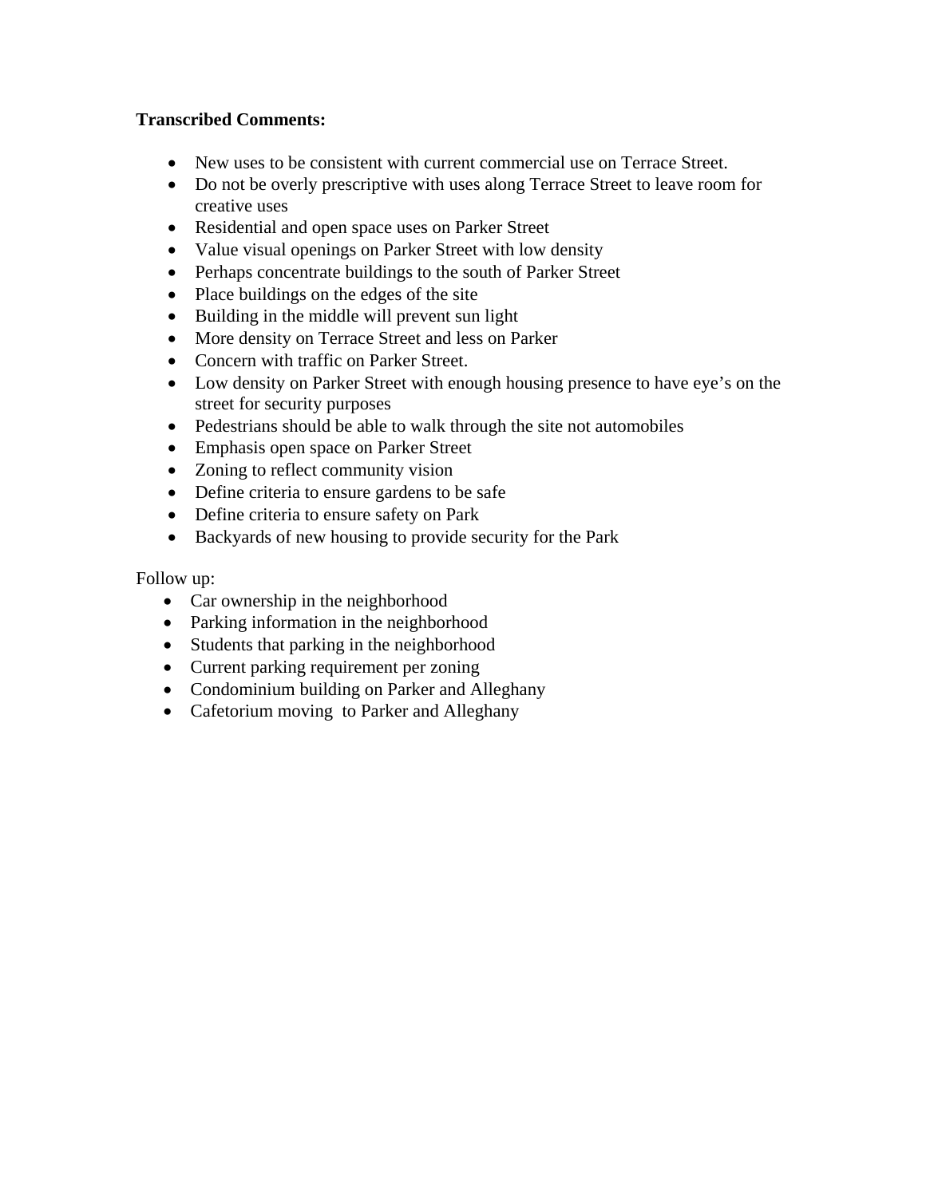**Transcribed Comments:**

- New uses to be consistent with current commercial use on Terrace Street.
- Do not be overly prescriptive with uses along Terrace Street to leave room for creative uses
- Residential and open space uses on Parker Street
- Value visual openings on Parker Street with low density
- Perhaps concentrate buildings to the south of Parker Street
- Place buildings on the edges of the site
- Building in the middle will prevent sun light
- More density on Terrace Street and less on Parker
- Concern with traffic on Parker Street.
- Low density on Parker Street with enough housing presence to have eye's on the street for security purposes
- Pedestrians should be able to walk through the site not automobiles
- Emphasis open space on Parker Street
- Zoning to reflect community vision
- Define criteria to ensure gardens to be safe
- Define criteria to ensure safety on Park
- Backyards of new housing to provide security for the Park

Follow up:

- Car ownership in the neighborhood
- Parking information in the neighborhood
- Students that parking in the neighborhood
- Current parking requirement per zoning
- Condominium building on Parker and Alleghany
- Cafetorium moving to Parker and Alleghany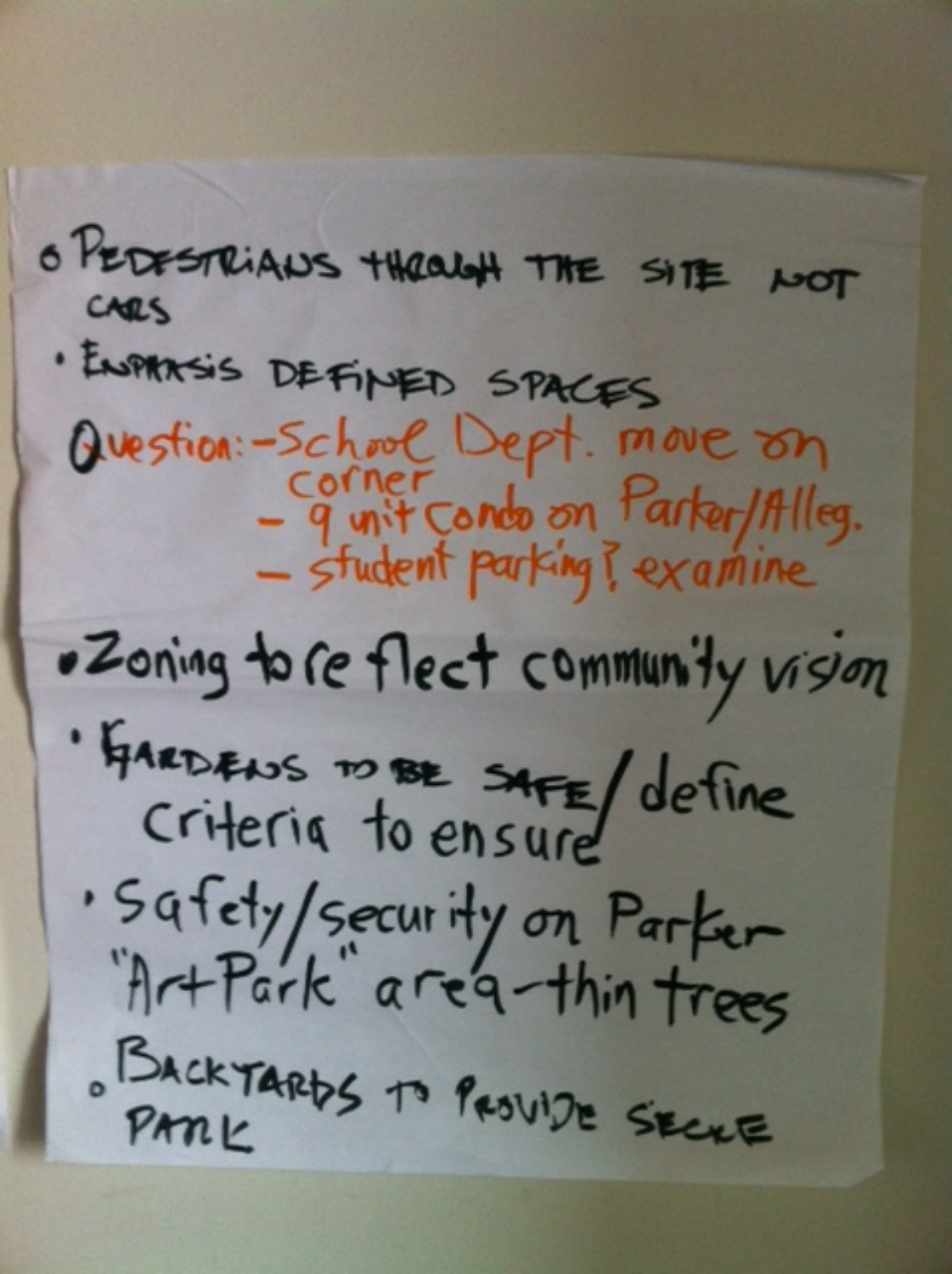- PEDESTRIANS THROUGH THE SITE NOT CARS
- EMPHASIS DEFINED SPACES

Question:
- School Dept. move on corner
- 9 unit condo on Parker/Alleg.
- student parking? examine

- Zoning to reflect community vision
- GARDENS TO BE SAFE / define criteria to ensure
- Safety/security on Parker "Art Park" area - thin trees
- BACKYARDS TO PROVIDE SECURE PARK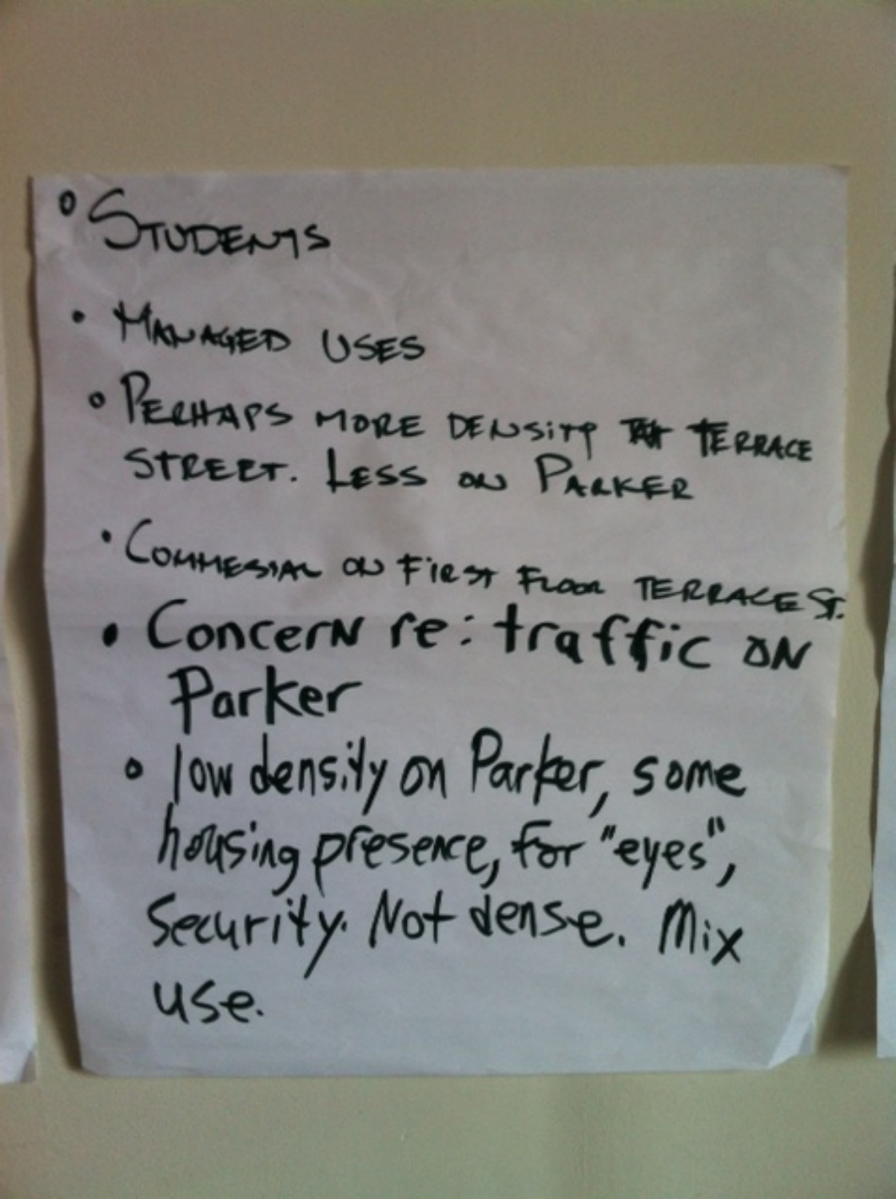- STUDENTS
- MANAGED USES
- PERHAPS MORE DENSITY ~~AT~~ TERRACE STREET. LESS ON PARKER
- COMMERCIAL ON FIRST FLOOR TERRACE ST.
- Concern re: traffic on Parker
- low density on Parker, some housing presence, for "eyes", Security. Not dense. Mix use.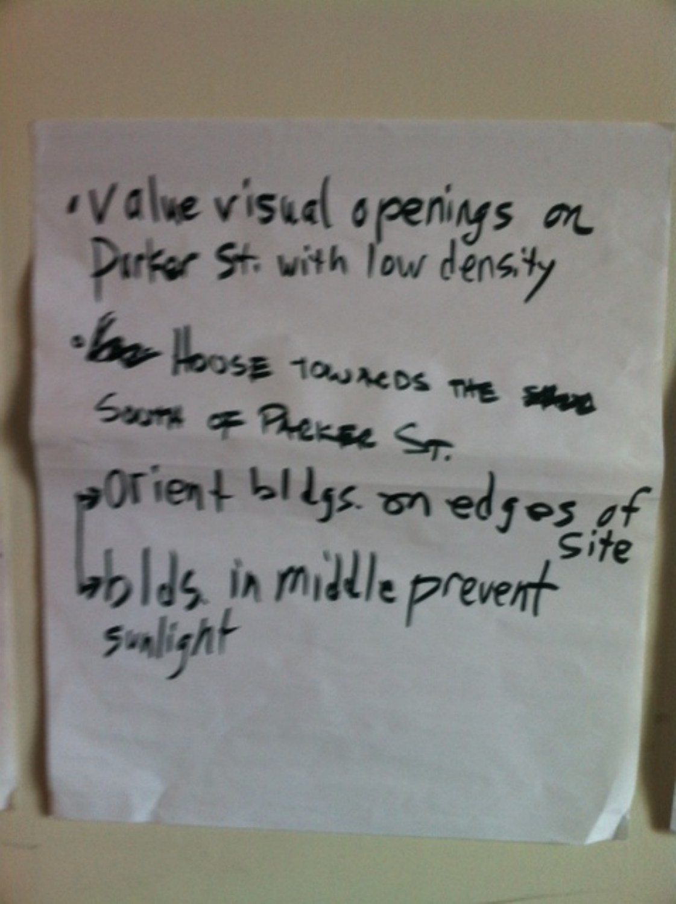- Value visual openings on Parker St. with low density
- HOUSE TOWARDS THE SOUTH OF PARKER ST.
- → Orient bldgs. on edges of site
- → blds. in middle prevent sunlight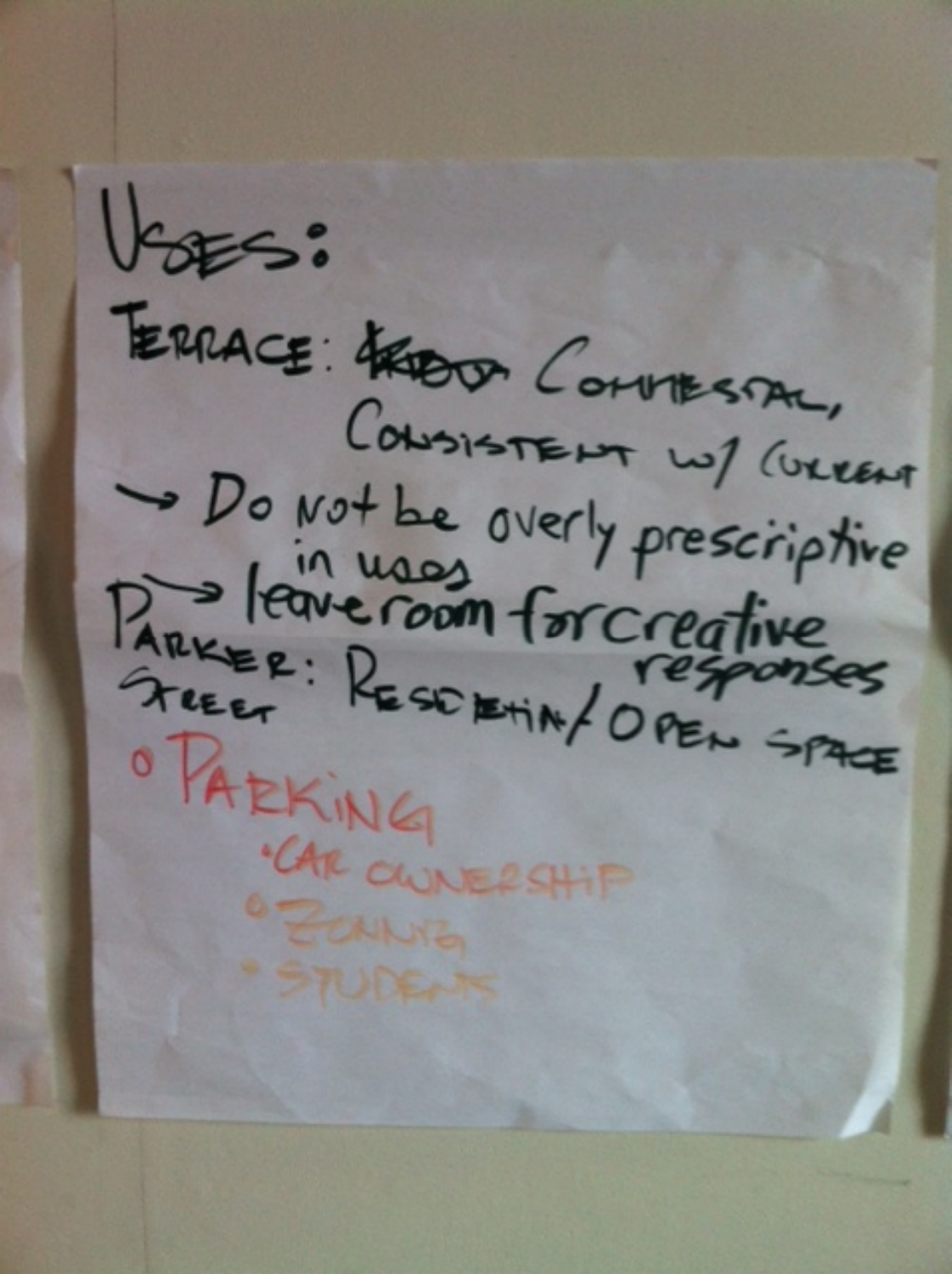# USES:

TERRACE: ~~[crossed out]~~ COMMERCIAL, CONSISTENT w/ CURRENT

→ Do not be overly prescriptive in uses

→ leave room for creative responses

PARKER STREET: RESIDENTIAL / OPEN SPACE

- PARKING
  - CAR OWNERSHIP
  - ZONING
  - STUDENTS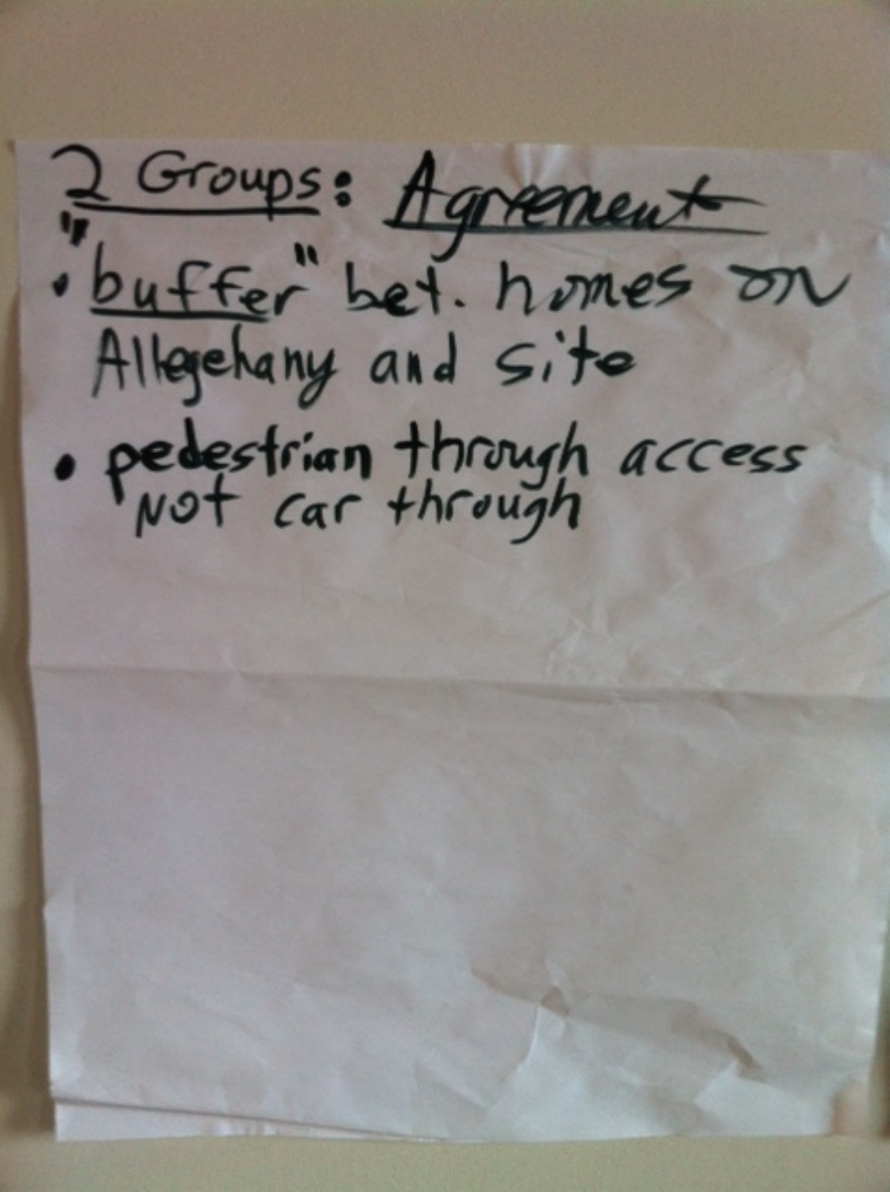2 Groups: Agreement

- "buffer" bet. homes on Allegehany and site
- pedestrian through access
  not car through